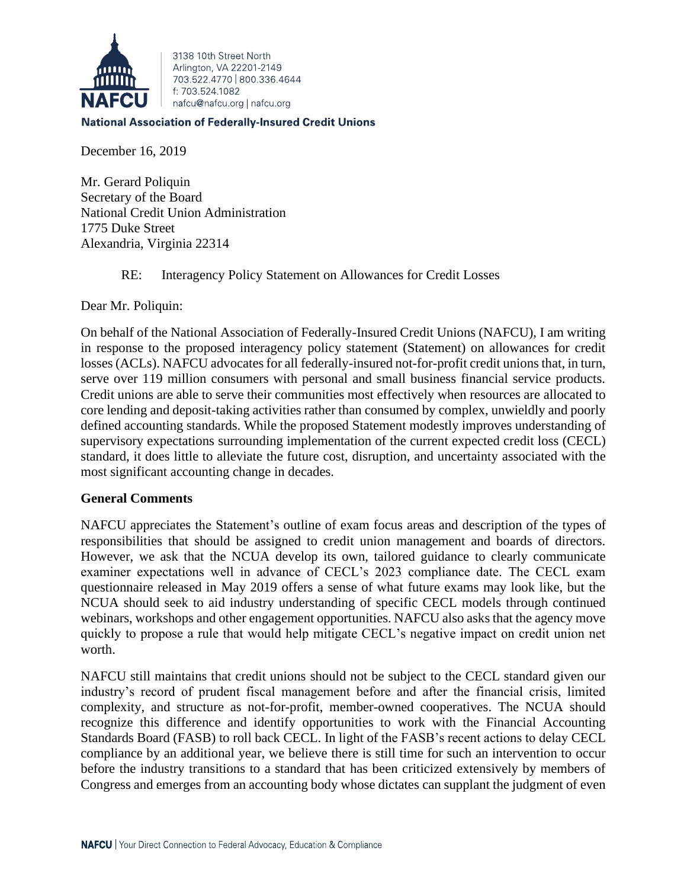3138 10th Street North
Arlington, VA 22201-2149
703.522.4770 | 800.336.4644
f: 703.524.1082
nafcu@nafcu.org | nafcu.org

**National Association of Federally-Insured Credit Unions**

December 16, 2019

Mr. Gerard Poliquin
Secretary of the Board
National Credit Union Administration
1775 Duke Street
Alexandria, Virginia 22314

RE: Interagency Policy Statement on Allowances for Credit Losses

Dear Mr. Poliquin:

On behalf of the National Association of Federally-Insured Credit Unions (NAFCU), I am writing in response to the proposed interagency policy statement (Statement) on allowances for credit losses (ACLs). NAFCU advocates for all federally-insured not-for-profit credit unions that, in turn, serve over 119 million consumers with personal and small business financial service products. Credit unions are able to serve their communities most effectively when resources are allocated to core lending and deposit-taking activities rather than consumed by complex, unwieldly and poorly defined accounting standards. While the proposed Statement modestly improves understanding of supervisory expectations surrounding implementation of the current expected credit loss (CECL) standard, it does little to alleviate the future cost, disruption, and uncertainty associated with the most significant accounting change in decades.

**General Comments**

NAFCU appreciates the Statement's outline of exam focus areas and description of the types of responsibilities that should be assigned to credit union management and boards of directors. However, we ask that the NCUA develop its own, tailored guidance to clearly communicate examiner expectations well in advance of CECL's 2023 compliance date. The CECL exam questionnaire released in May 2019 offers a sense of what future exams may look like, but the NCUA should seek to aid industry understanding of specific CECL models through continued webinars, workshops and other engagement opportunities. NAFCU also asks that the agency move quickly to propose a rule that would help mitigate CECL's negative impact on credit union net worth.

NAFCU still maintains that credit unions should not be subject to the CECL standard given our industry's record of prudent fiscal management before and after the financial crisis, limited complexity, and structure as not-for-profit, member-owned cooperatives. The NCUA should recognize this difference and identify opportunities to work with the Financial Accounting Standards Board (FASB) to roll back CECL. In light of the FASB's recent actions to delay CECL compliance by an additional year, we believe there is still time for such an intervention to occur before the industry transitions to a standard that has been criticized extensively by members of Congress and emerges from an accounting body whose dictates can supplant the judgment of even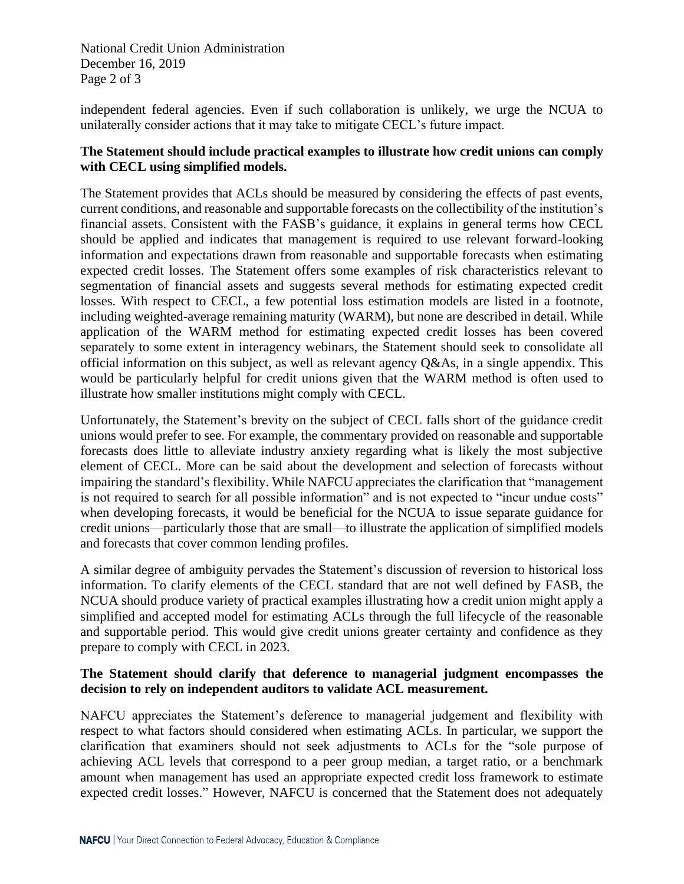independent federal agencies. Even if such collaboration is unlikely, we urge the NCUA to unilaterally consider actions that it may take to mitigate CECL's future impact.

**The Statement should include practical examples to illustrate how credit unions can comply with CECL using simplified models.**

The Statement provides that ACLs should be measured by considering the effects of past events, current conditions, and reasonable and supportable forecasts on the collectibility of the institution's financial assets. Consistent with the FASB's guidance, it explains in general terms how CECL should be applied and indicates that management is required to use relevant forward-looking information and expectations drawn from reasonable and supportable forecasts when estimating expected credit losses. The Statement offers some examples of risk characteristics relevant to segmentation of financial assets and suggests several methods for estimating expected credit losses. With respect to CECL, a few potential loss estimation models are listed in a footnote, including weighted-average remaining maturity (WARM), but none are described in detail. While application of the WARM method for estimating expected credit losses has been covered separately to some extent in interagency webinars, the Statement should seek to consolidate all official information on this subject, as well as relevant agency Q&As, in a single appendix. This would be particularly helpful for credit unions given that the WARM method is often used to illustrate how smaller institutions might comply with CECL.

Unfortunately, the Statement's brevity on the subject of CECL falls short of the guidance credit unions would prefer to see. For example, the commentary provided on reasonable and supportable forecasts does little to alleviate industry anxiety regarding what is likely the most subjective element of CECL. More can be said about the development and selection of forecasts without impairing the standard's flexibility. While NAFCU appreciates the clarification that "management is not required to search for all possible information" and is not expected to "incur undue costs" when developing forecasts, it would be beneficial for the NCUA to issue separate guidance for credit unions—particularly those that are small—to illustrate the application of simplified models and forecasts that cover common lending profiles.

A similar degree of ambiguity pervades the Statement's discussion of reversion to historical loss information. To clarify elements of the CECL standard that are not well defined by FASB, the NCUA should produce variety of practical examples illustrating how a credit union might apply a simplified and accepted model for estimating ACLs through the full lifecycle of the reasonable and supportable period. This would give credit unions greater certainty and confidence as they prepare to comply with CECL in 2023.

**The Statement should clarify that deference to managerial judgment encompasses the decision to rely on independent auditors to validate ACL measurement.**

NAFCU appreciates the Statement's deference to managerial judgement and flexibility with respect to what factors should considered when estimating ACLs. In particular, we support the clarification that examiners should not seek adjustments to ACLs for the "sole purpose of achieving ACL levels that correspond to a peer group median, a target ratio, or a benchmark amount when management has used an appropriate expected credit loss framework to estimate expected credit losses." However, NAFCU is concerned that the Statement does not adequately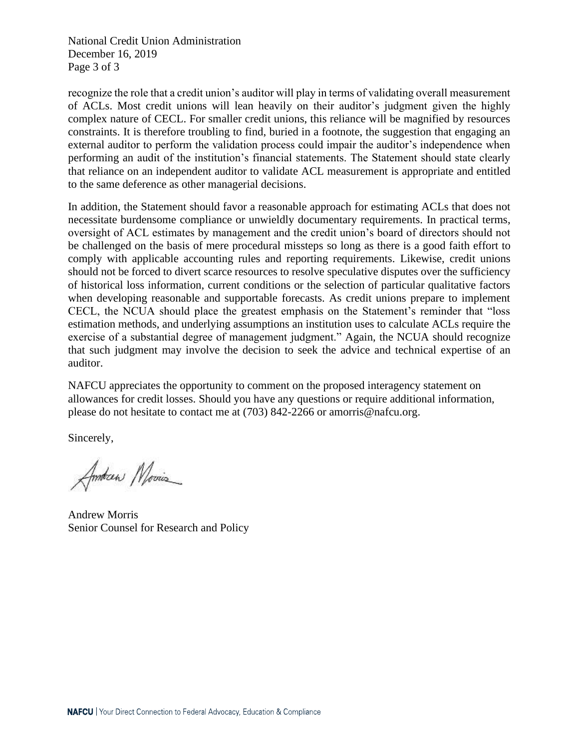recognize the role that a credit union's auditor will play in terms of validating overall measurement of ACLs. Most credit unions will lean heavily on their auditor's judgment given the highly complex nature of CECL. For smaller credit unions, this reliance will be magnified by resources constraints. It is therefore troubling to find, buried in a footnote, the suggestion that engaging an external auditor to perform the validation process could impair the auditor's independence when performing an audit of the institution's financial statements. The Statement should state clearly that reliance on an independent auditor to validate ACL measurement is appropriate and entitled to the same deference as other managerial decisions.

In addition, the Statement should favor a reasonable approach for estimating ACLs that does not necessitate burdensome compliance or unwieldly documentary requirements. In practical terms, oversight of ACL estimates by management and the credit union's board of directors should not be challenged on the basis of mere procedural missteps so long as there is a good faith effort to comply with applicable accounting rules and reporting requirements. Likewise, credit unions should not be forced to divert scarce resources to resolve speculative disputes over the sufficiency of historical loss information, current conditions or the selection of particular qualitative factors when developing reasonable and supportable forecasts. As credit unions prepare to implement CECL, the NCUA should place the greatest emphasis on the Statement's reminder that "loss estimation methods, and underlying assumptions an institution uses to calculate ACLs require the exercise of a substantial degree of management judgment." Again, the NCUA should recognize that such judgment may involve the decision to seek the advice and technical expertise of an auditor.

NAFCU appreciates the opportunity to comment on the proposed interagency statement on allowances for credit losses. Should you have any questions or require additional information, please do not hesitate to contact me at (703) 842-2266 or amorris@nafcu.org.

Sincerely,

Andrew Morris

Andrew Morris
Senior Counsel for Research and Policy